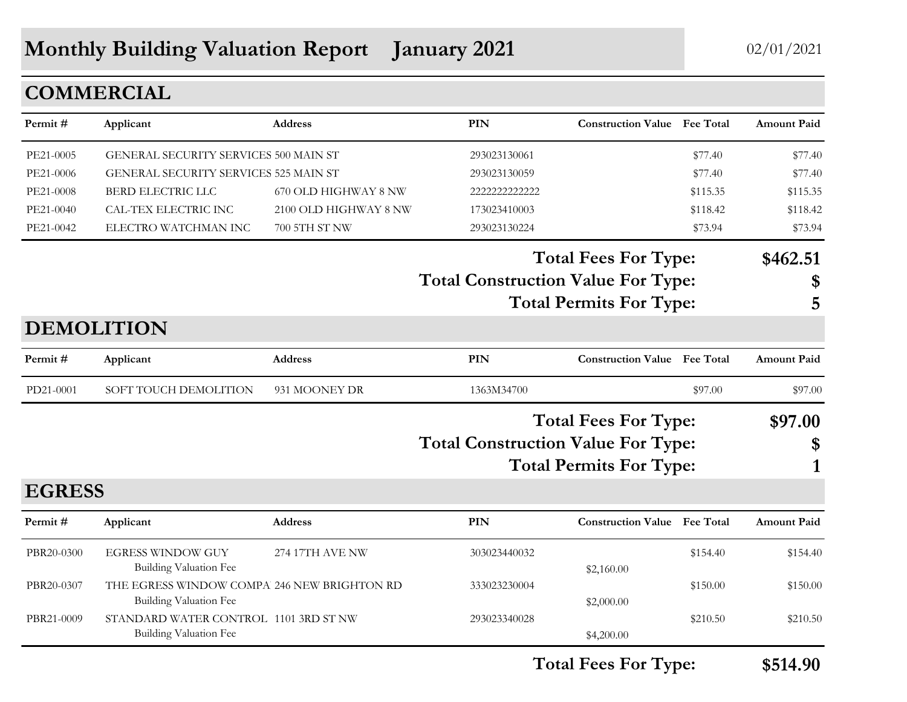# Monthly Building Valuation Report January 2021

02/01/2021

## COMMERCIAL

| Permit # | Applicant | Address | PIN | Construction Value | Fee Total | Amount Paid |
|---|---|---|---|---|---|---|
| PE21-0005 | GENERAL SECURITY SERVICES | 500 MAIN ST | 293023130061 | | $77.40 | $77.40 |
| PE21-0006 | GENERAL SECURITY SERVICES | 525 MAIN ST | 293023130059 | | $77.40 | $77.40 |
| PE21-0008 | BERD ELECTRIC LLC | 670 OLD HIGHWAY 8 NW | 2222222222222 | | $115.35 | $115.35 |
| PE21-0040 | CAL-TEX ELECTRIC INC | 2100 OLD HIGHWAY 8 NW | 173023410003 | | $118.42 | $118.42 |
| PE21-0042 | ELECTRO WATCHMAN INC | 700 5TH ST NW | 293023130224 | | $73.94 | $73.94 |

**Total Fees For Type: $462.51**

**Total Construction Value For Type: $**

**Total Permits For Type: 5**

## DEMOLITION

| Permit # | Applicant | Address | PIN | Construction Value | Fee Total | Amount Paid |
|---|---|---|---|---|---|---|
| PD21-0001 | SOFT TOUCH DEMOLITION | 931 MOONEY DR | 1363M34700 | | $97.00 | $97.00 |

**Total Fees For Type: $97.00**

**Total Construction Value For Type: $**

**Total Permits For Type: 1**

## EGRESS

| Permit # | Applicant | Address | PIN | Construction Value | Fee Total | Amount Paid |
|---|---|---|---|---|---|---|
| PBR20-0300 | EGRESS WINDOW GUY | 274 17TH AVE NW | 303023440032 | | $154.40 | $154.40 |
| | Building Valuation Fee | | | $2,160.00 | | |
| PBR20-0307 | THE EGRESS WINDOW COMPA | 246 NEW BRIGHTON RD | 333023230004 | | $150.00 | $150.00 |
| | Building Valuation Fee | | | $2,000.00 | | |
| PBR21-0009 | STANDARD WATER CONTROL | 1101 3RD ST NW | 293023340028 | | $210.50 | $210.50 |
| | Building Valuation Fee | | | $4,200.00 | | |

**Total Fees For Type: $514.90**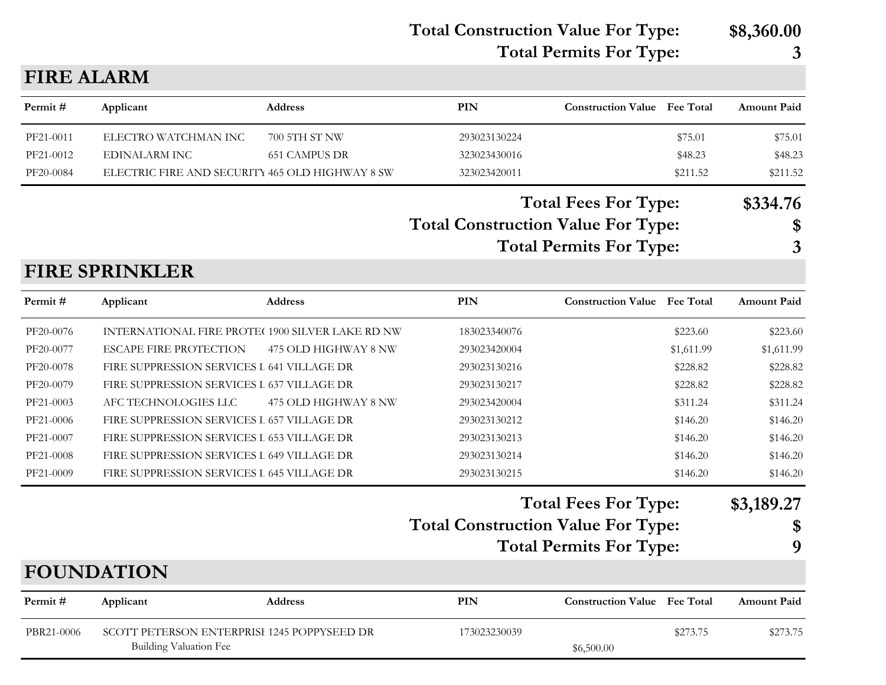**Total Construction Value For Type: $8,360.00**

**Total Permits For Type: 3**

## FIRE ALARM

| Permit # | Applicant | Address | PIN | Construction Value | Fee Total | Amount Paid |
|---|---|---|---|---|---|---|
| PF21-0011 | ELECTRO WATCHMAN INC | 700 5TH ST NW | 293023130224 | | $75.01 | $75.01 |
| PF21-0012 | EDINALARM INC | 651 CAMPUS DR | 323023430016 | | $48.23 | $48.23 |
| PF20-0084 | ELECTRIC FIRE AND SECURITY | 465 OLD HIGHWAY 8 SW | 323023420011 | | $211.52 | $211.52 |

**Total Fees For Type: $334.76**

**Total Construction Value For Type: $**

**Total Permits For Type: 3**

## FIRE SPRINKLER

| Permit # | Applicant | Address | PIN | Construction Value | Fee Total | Amount Paid |
|---|---|---|---|---|---|---|
| PF20-0076 | INTERNATIONAL FIRE PROTE( | 1900 SILVER LAKE RD NW | 183023340076 | | $223.60 | $223.60 |
| PF20-0077 | ESCAPE FIRE PROTECTION | 475 OLD HIGHWAY 8 NW | 293023420004 | | $1,611.99 | $1,611.99 |
| PF20-0078 | FIRE SUPPRESSION SERVICES I | 641 VILLAGE DR | 293023130216 | | $228.82 | $228.82 |
| PF20-0079 | FIRE SUPPRESSION SERVICES I | 637 VILLAGE DR | 293023130217 | | $228.82 | $228.82 |
| PF21-0003 | AFC TECHNOLOGIES LLC | 475 OLD HIGHWAY 8 NW | 293023420004 | | $311.24 | $311.24 |
| PF21-0006 | FIRE SUPPRESSION SERVICES I | 657 VILLAGE DR | 293023130212 | | $146.20 | $146.20 |
| PF21-0007 | FIRE SUPPRESSION SERVICES I | 653 VILLAGE DR | 293023130213 | | $146.20 | $146.20 |
| PF21-0008 | FIRE SUPPRESSION SERVICES I | 649 VILLAGE DR | 293023130214 | | $146.20 | $146.20 |
| PF21-0009 | FIRE SUPPRESSION SERVICES I | 645 VILLAGE DR | 293023130215 | | $146.20 | $146.20 |

**Total Fees For Type: $3,189.27**

**Total Construction Value For Type: $**

**Total Permits For Type: 9**

## FOUNDATION

| Permit # | Applicant | Address | PIN | Construction Value | Fee Total | Amount Paid |
|---|---|---|---|---|---|---|
| PBR21-0006 | SCOTT PETERSON ENTERPRISI | 1245 POPPYSEED DR | 173023230039 | | $273.75 | $273.75 |
| | Building Valuation Fee | | | $6,500.00 | | |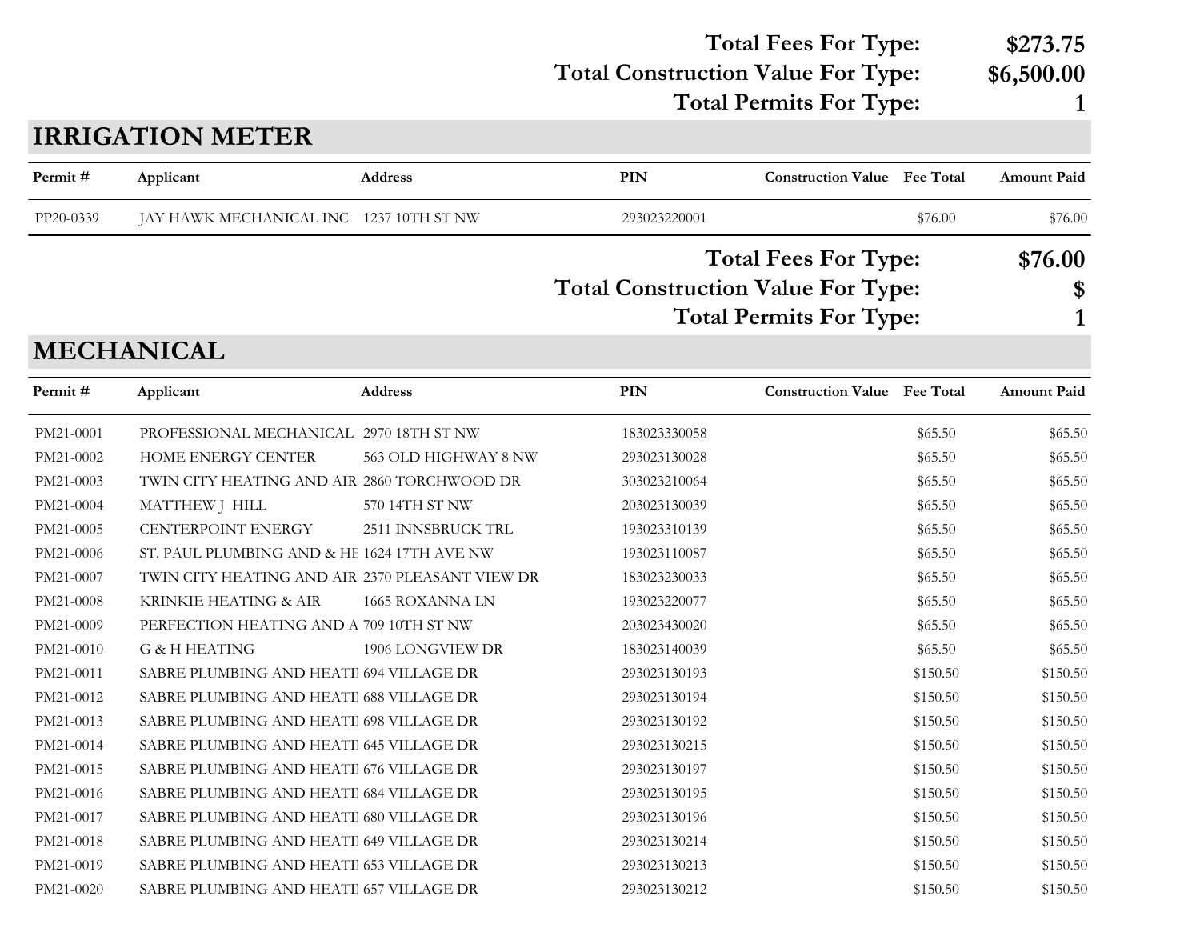**Total Fees For Type: $273.75**
**Total Construction Value For Type: $6,500.00**
**Total Permits For Type: 1**

## IRRIGATION METER

| Permit # | Applicant | Address | PIN | Construction Value | Fee Total | Amount Paid |
|---|---|---|---|---|---|---|
| PP20-0339 | JAY HAWK MECHANICAL INC | 1237 10TH ST NW | 293023220001 | | $76.00 | $76.00 |

**Total Fees For Type: $76.00**
**Total Construction Value For Type: $**
**Total Permits For Type: 1**

## MECHANICAL

| Permit # | Applicant | Address | PIN | Construction Value | Fee Total | Amount Paid |
|---|---|---|---|---|---|---|
| PM21-0001 | PROFESSIONAL MECHANICAL | 2970 18TH ST NW | 183023330058 | | $65.50 | $65.50 |
| PM21-0002 | HOME ENERGY CENTER | 563 OLD HIGHWAY 8 NW | 293023130028 | | $65.50 | $65.50 |
| PM21-0003 | TWIN CITY HEATING AND AIR | 2860 TORCHWOOD DR | 303023210064 | | $65.50 | $65.50 |
| PM21-0004 | MATTHEW J HILL | 570 14TH ST NW | 203023130039 | | $65.50 | $65.50 |
| PM21-0005 | CENTERPOINT ENERGY | 2511 INNSBRUCK TRL | 193023310139 | | $65.50 | $65.50 |
| PM21-0006 | ST. PAUL PLUMBING AND & HE | 1624 17TH AVE NW | 193023110087 | | $65.50 | $65.50 |
| PM21-0007 | TWIN CITY HEATING AND AIR | 2370 PLEASANT VIEW DR | 183023230033 | | $65.50 | $65.50 |
| PM21-0008 | KRINKIE HEATING & AIR | 1665 ROXANNA LN | 193023220077 | | $65.50 | $65.50 |
| PM21-0009 | PERFECTION HEATING AND A | 709 10TH ST NW | 203023430020 | | $65.50 | $65.50 |
| PM21-0010 | G & H HEATING | 1906 LONGVIEW DR | 183023140039 | | $65.50 | $65.50 |
| PM21-0011 | SABRE PLUMBING AND HEATI | 694 VILLAGE DR | 293023130193 | | $150.50 | $150.50 |
| PM21-0012 | SABRE PLUMBING AND HEATI | 688 VILLAGE DR | 293023130194 | | $150.50 | $150.50 |
| PM21-0013 | SABRE PLUMBING AND HEATI | 698 VILLAGE DR | 293023130192 | | $150.50 | $150.50 |
| PM21-0014 | SABRE PLUMBING AND HEATI | 645 VILLAGE DR | 293023130215 | | $150.50 | $150.50 |
| PM21-0015 | SABRE PLUMBING AND HEATI | 676 VILLAGE DR | 293023130197 | | $150.50 | $150.50 |
| PM21-0016 | SABRE PLUMBING AND HEATI | 684 VILLAGE DR | 293023130195 | | $150.50 | $150.50 |
| PM21-0017 | SABRE PLUMBING AND HEATI | 680 VILLAGE DR | 293023130196 | | $150.50 | $150.50 |
| PM21-0018 | SABRE PLUMBING AND HEATI | 649 VILLAGE DR | 293023130214 | | $150.50 | $150.50 |
| PM21-0019 | SABRE PLUMBING AND HEATI | 653 VILLAGE DR | 293023130213 | | $150.50 | $150.50 |
| PM21-0020 | SABRE PLUMBING AND HEATI | 657 VILLAGE DR | 293023130212 | | $150.50 | $150.50 |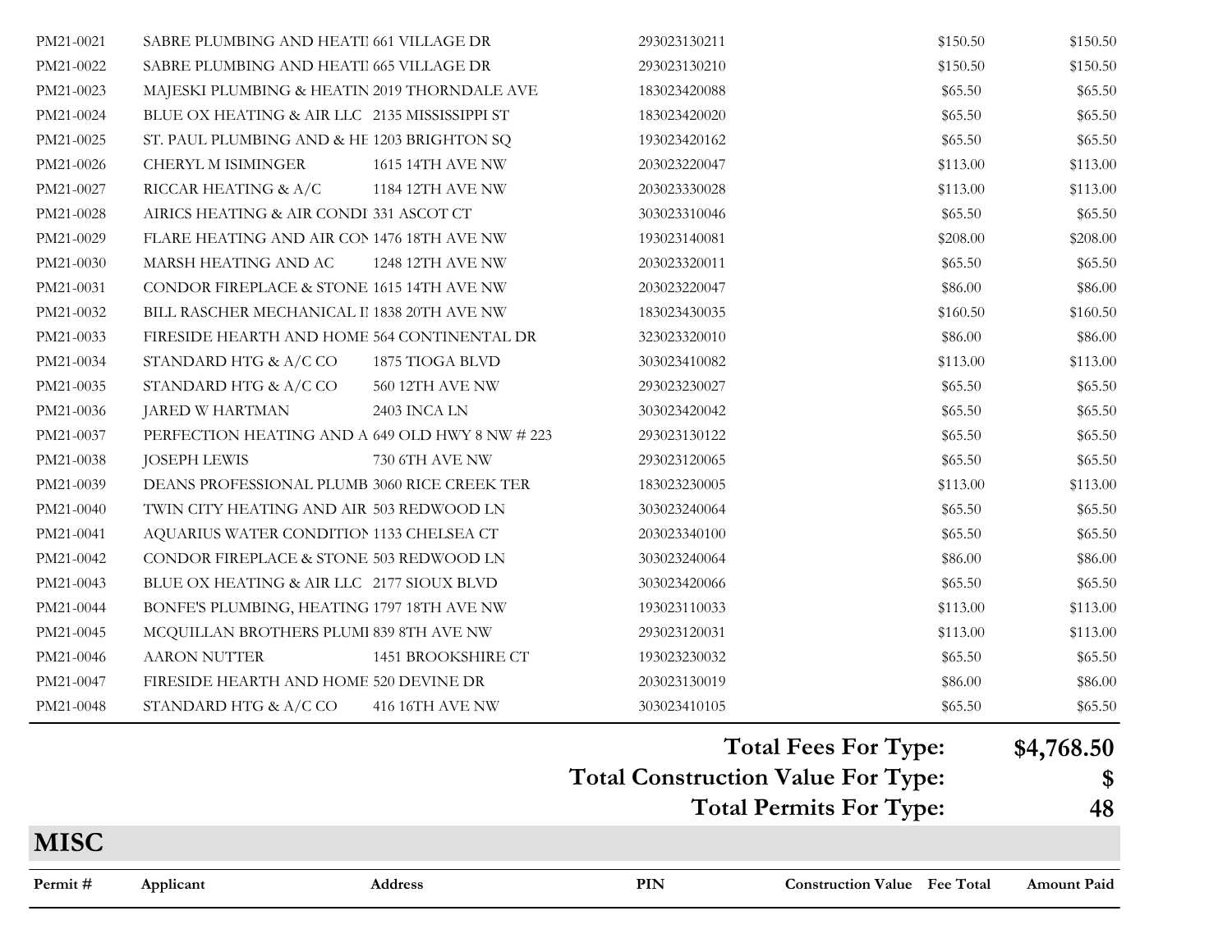| Permit # | Applicant | Address | PIN | Construction Value | Fee Total | Amount Paid |
|---|---|---|---|---|---|---|
| PM21-0021 | SABRE PLUMBING AND HEATI | 661 VILLAGE DR | 293023130211 | | $150.50 | $150.50 |
| PM21-0022 | SABRE PLUMBING AND HEATI | 665 VILLAGE DR | 293023130210 | | $150.50 | $150.50 |
| PM21-0023 | MAJESKI PLUMBING & HEATIN | 2019 THORNDALE AVE | 183023420088 | | $65.50 | $65.50 |
| PM21-0024 | BLUE OX HEATING & AIR LLC | 2135 MISSISSIPPI ST | 183023420020 | | $65.50 | $65.50 |
| PM21-0025 | ST. PAUL PLUMBING AND & HE | 1203 BRIGHTON SQ | 193023420162 | | $65.50 | $65.50 |
| PM21-0026 | CHERYL M ISIMINGER | 1615 14TH AVE NW | 203023220047 | | $113.00 | $113.00 |
| PM21-0027 | RICCAR HEATING & A/C | 1184 12TH AVE NW | 203023330028 | | $113.00 | $113.00 |
| PM21-0028 | AIRICS HEATING & AIR CONDI | 331 ASCOT CT | 303023310046 | | $65.50 | $65.50 |
| PM21-0029 | FLARE HEATING AND AIR COI | 1476 18TH AVE NW | 193023140081 | | $208.00 | $208.00 |
| PM21-0030 | MARSH HEATING AND AC | 1248 12TH AVE NW | 203023320011 | | $65.50 | $65.50 |
| PM21-0031 | CONDOR FIREPLACE & STONE | 1615 14TH AVE NW | 203023220047 | | $86.00 | $86.00 |
| PM21-0032 | BILL RASCHER MECHANICAL II | 1838 20TH AVE NW | 183023430035 | | $160.50 | $160.50 |
| PM21-0033 | FIRESIDE HEARTH AND HOME | 564 CONTINENTAL DR | 323023320010 | | $86.00 | $86.00 |
| PM21-0034 | STANDARD HTG & A/C CO | 1875 TIOGA BLVD | 303023410082 | | $113.00 | $113.00 |
| PM21-0035 | STANDARD HTG & A/C CO | 560 12TH AVE NW | 293023230027 | | $65.50 | $65.50 |
| PM21-0036 | JARED W HARTMAN | 2403 INCA LN | 303023420042 | | $65.50 | $65.50 |
| PM21-0037 | PERFECTION HEATING AND A | 649 OLD HWY 8 NW # 223 | 293023130122 | | $65.50 | $65.50 |
| PM21-0038 | JOSEPH LEWIS | 730 6TH AVE NW | 293023120065 | | $65.50 | $65.50 |
| PM21-0039 | DEANS PROFESSIONAL PLUMB | 3060 RICE CREEK TER | 183023230005 | | $113.00 | $113.00 |
| PM21-0040 | TWIN CITY HEATING AND AIR | 503 REDWOOD LN | 303023240064 | | $65.50 | $65.50 |
| PM21-0041 | AQUARIUS WATER CONDITIOI | 1133 CHELSEA CT | 203023340100 | | $65.50 | $65.50 |
| PM21-0042 | CONDOR FIREPLACE & STONE | 503 REDWOOD LN | 303023240064 | | $86.00 | $86.00 |
| PM21-0043 | BLUE OX HEATING & AIR LLC | 2177 SIOUX BLVD | 303023420066 | | $65.50 | $65.50 |
| PM21-0044 | BONFE'S PLUMBING, HEATING | 1797 18TH AVE NW | 193023110033 | | $113.00 | $113.00 |
| PM21-0045 | MCQUILLAN BROTHERS PLUMI | 839 8TH AVE NW | 293023120031 | | $113.00 | $113.00 |
| PM21-0046 | AARON NUTTER | 1451 BROOKSHIRE CT | 193023230032 | | $65.50 | $65.50 |
| PM21-0047 | FIRESIDE HEARTH AND HOME | 520 DEVINE DR | 203023130019 | | $86.00 | $86.00 |
| PM21-0048 | STANDARD HTG & A/C CO | 416 16TH AVE NW | 303023410105 | | $65.50 | $65.50 |

**Total Fees For Type: $4,768.50**

**Total Construction Value For Type: $**

**Total Permits For Type: 48**

## MISC

| Permit # | Applicant | Address | PIN | Construction Value | Fee Total | Amount Paid |
|---|---|---|---|---|---|---|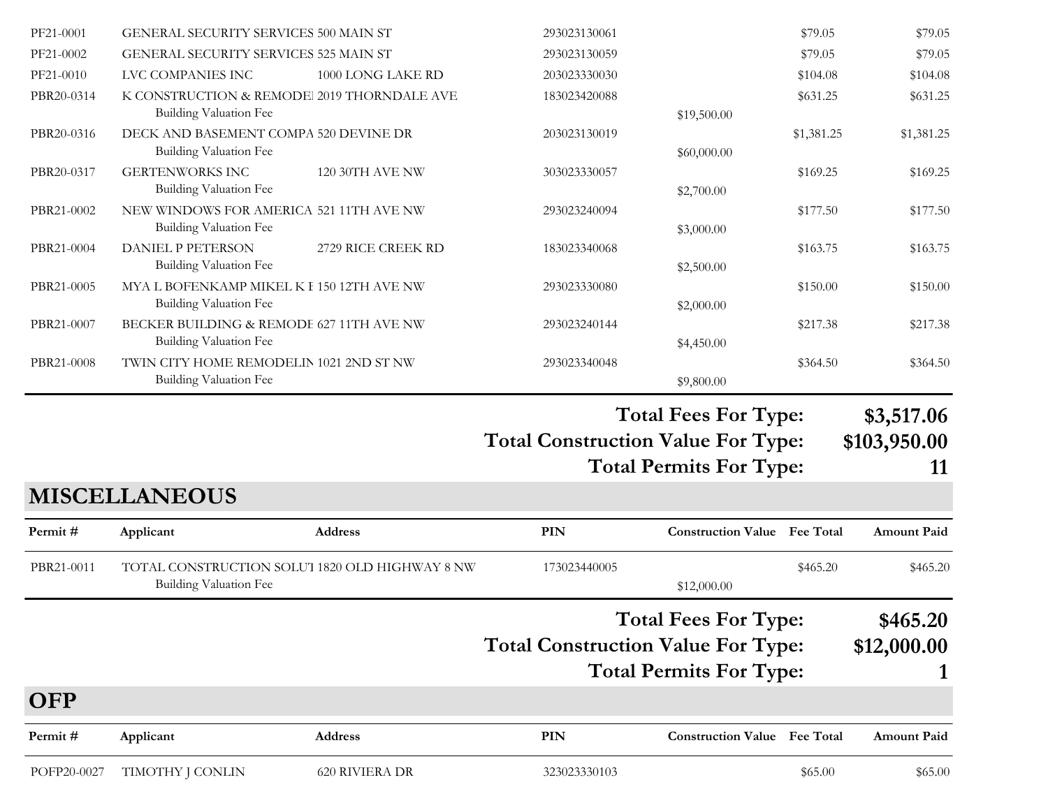| Permit # | Applicant | Address | PIN | Construction Value | Fee Total | Amount Paid |
|---|---|---|---|---|---|---|
| PF21-0001 | GENERAL SECURITY SERVICES | 500 MAIN ST | 293023130061 | | $79.05 | $79.05 |
| PF21-0002 | GENERAL SECURITY SERVICES | 525 MAIN ST | 293023130059 | | $79.05 | $79.05 |
| PF21-0010 | LVC COMPANIES INC | 1000 LONG LAKE RD | 203023330030 | | $104.08 | $104.08 |
| PBR20-0314 | K CONSTRUCTION & REMODEI<br>Building Valuation Fee | 2019 THORNDALE AVE | 183023420088 | $19,500.00 | $631.25 | $631.25 |
| PBR20-0316 | DECK AND BASEMENT COMPA<br>Building Valuation Fee | 520 DEVINE DR | 203023130019 | $60,000.00 | $1,381.25 | $1,381.25 |
| PBR20-0317 | GERTENWORKS INC<br>Building Valuation Fee | 120 30TH AVE NW | 303023330057 | $2,700.00 | $169.25 | $169.25 |
| PBR21-0002 | NEW WINDOWS FOR AMERICA<br>Building Valuation Fee | 521 11TH AVE NW | 293023240094 | $3,000.00 | $177.50 | $177.50 |
| PBR21-0004 | DANIEL P PETERSON<br>Building Valuation Fee | 2729 RICE CREEK RD | 183023340068 | $2,500.00 | $163.75 | $163.75 |
| PBR21-0005 | MYA L BOFENKAMP MIKEL K I<br>Building Valuation Fee | 150 12TH AVE NW | 293023330080 | $2,000.00 | $150.00 | $150.00 |
| PBR21-0007 | BECKER BUILDING & REMODE<br>Building Valuation Fee | 627 11TH AVE NW | 293023240144 | $4,450.00 | $217.38 | $217.38 |
| PBR21-0008 | TWIN CITY HOME REMODELIN<br>Building Valuation Fee | 1021 2ND ST NW | 293023340048 | $9,800.00 | $364.50 | $364.50 |

**Total Fees For Type: $3,517.06**
**Total Construction Value For Type: $103,950.00**
**Total Permits For Type: 11**

## MISCELLANEOUS

| Permit # | Applicant | Address | PIN | Construction Value | Fee Total | Amount Paid |
|---|---|---|---|---|---|---|
| PBR21-0011 | TOTAL CONSTRUCTION SOLUT<br>Building Valuation Fee | 1820 OLD HIGHWAY 8 NW | 173023440005 | $12,000.00 | $465.20 | $465.20 |

**Total Fees For Type: $465.20**
**Total Construction Value For Type: $12,000.00**
**Total Permits For Type: 1**

## OFP

| Permit # | Applicant | Address | PIN | Construction Value | Fee Total | Amount Paid |
|---|---|---|---|---|---|---|
| POFP20-0027 | TIMOTHY J CONLIN | 620 RIVIERA DR | 323023330103 | | $65.00 | $65.00 |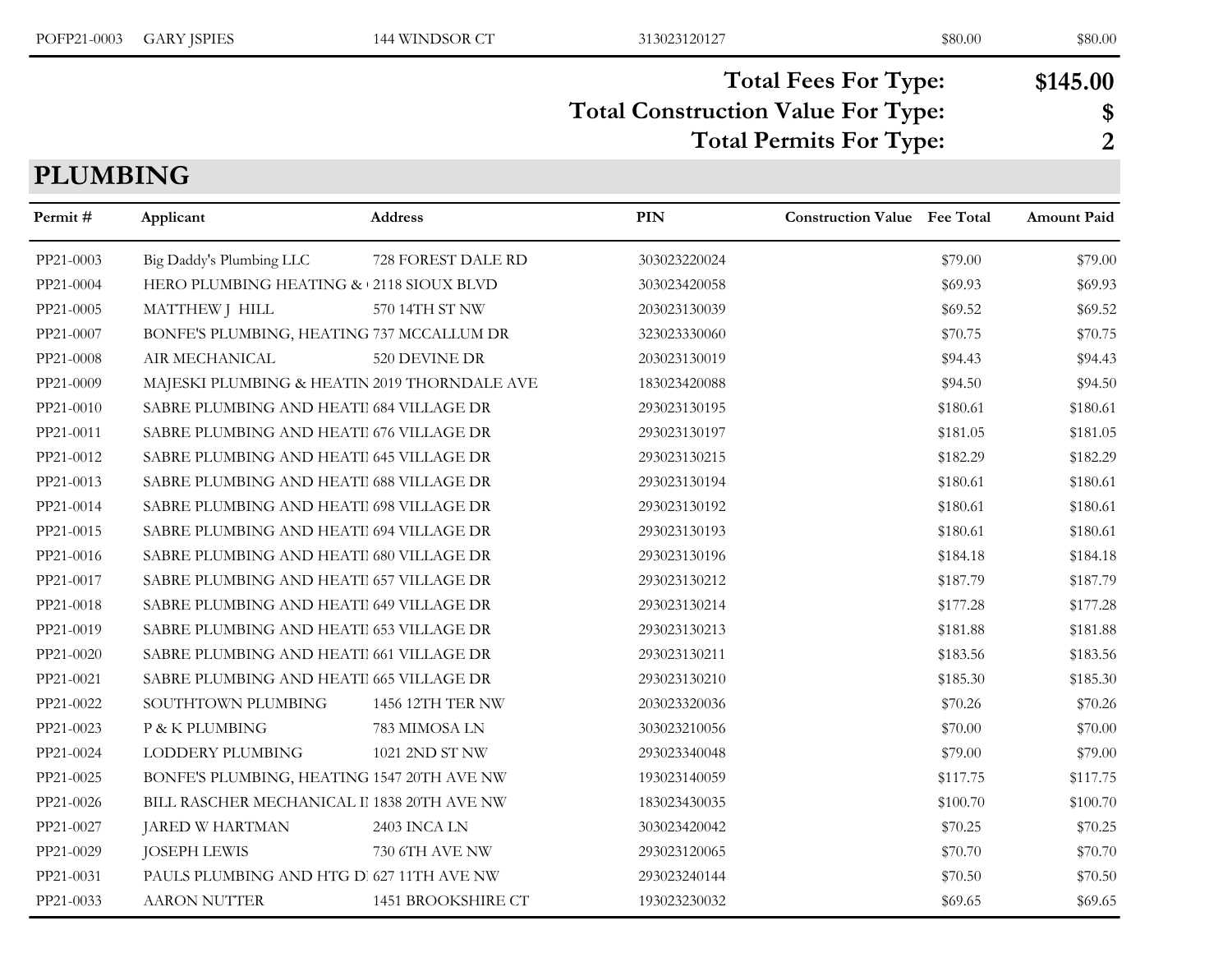| POFP21-0003 | GARY JSPIES | 144 WINDSOR CT | 313023120127 | | $80.00 | $80.00 |
|---|---|---|---|---|---|---|

**Total Fees For Type: $145.00**

**Total Construction Value For Type: $**

**Total Permits For Type: 2**

## PLUMBING

| Permit # | Applicant | Address | PIN | Construction Value | Fee Total | Amount Paid |
|---|---|---|---|---|---|---|
| PP21-0003 | Big Daddy's Plumbing LLC | 728 FOREST DALE RD | 303023220024 | | $79.00 | $79.00 |
| PP21-0004 | HERO PLUMBING HEATING & | 2118 SIOUX BLVD | 303023420058 | | $69.93 | $69.93 |
| PP21-0005 | MATTHEW J HILL | 570 14TH ST NW | 203023130039 | | $69.52 | $69.52 |
| PP21-0007 | BONFE'S PLUMBING, HEATING | 737 MCCALLUM DR | 323023330060 | | $70.75 | $70.75 |
| PP21-0008 | AIR MECHANICAL | 520 DEVINE DR | 203023130019 | | $94.43 | $94.43 |
| PP21-0009 | MAJESKI PLUMBING & HEATIN | 2019 THORNDALE AVE | 183023420088 | | $94.50 | $94.50 |
| PP21-0010 | SABRE PLUMBING AND HEATI | 684 VILLAGE DR | 293023130195 | | $180.61 | $180.61 |
| PP21-0011 | SABRE PLUMBING AND HEATI | 676 VILLAGE DR | 293023130197 | | $181.05 | $181.05 |
| PP21-0012 | SABRE PLUMBING AND HEATI | 645 VILLAGE DR | 293023130215 | | $182.29 | $182.29 |
| PP21-0013 | SABRE PLUMBING AND HEATI | 688 VILLAGE DR | 293023130194 | | $180.61 | $180.61 |
| PP21-0014 | SABRE PLUMBING AND HEATI | 698 VILLAGE DR | 293023130192 | | $180.61 | $180.61 |
| PP21-0015 | SABRE PLUMBING AND HEATI | 694 VILLAGE DR | 293023130193 | | $180.61 | $180.61 |
| PP21-0016 | SABRE PLUMBING AND HEATI | 680 VILLAGE DR | 293023130196 | | $184.18 | $184.18 |
| PP21-0017 | SABRE PLUMBING AND HEATI | 657 VILLAGE DR | 293023130212 | | $187.79 | $187.79 |
| PP21-0018 | SABRE PLUMBING AND HEATI | 649 VILLAGE DR | 293023130214 | | $177.28 | $177.28 |
| PP21-0019 | SABRE PLUMBING AND HEATI | 653 VILLAGE DR | 293023130213 | | $181.88 | $181.88 |
| PP21-0020 | SABRE PLUMBING AND HEATI | 661 VILLAGE DR | 293023130211 | | $183.56 | $183.56 |
| PP21-0021 | SABRE PLUMBING AND HEATI | 665 VILLAGE DR | 293023130210 | | $185.30 | $185.30 |
| PP21-0022 | SOUTHTOWN PLUMBING | 1456 12TH TER NW | 203023320036 | | $70.26 | $70.26 |
| PP21-0023 | P & K PLUMBING | 783 MIMOSA LN | 303023210056 | | $70.00 | $70.00 |
| PP21-0024 | LODDERY PLUMBING | 1021 2ND ST NW | 293023340048 | | $79.00 | $79.00 |
| PP21-0025 | BONFE'S PLUMBING, HEATING | 1547 20TH AVE NW | 193023140059 | | $117.75 | $117.75 |
| PP21-0026 | BILL RASCHER MECHANICAL I | 1838 20TH AVE NW | 183023430035 | | $100.70 | $100.70 |
| PP21-0027 | JARED W HARTMAN | 2403 INCA LN | 303023420042 | | $70.25 | $70.25 |
| PP21-0029 | JOSEPH LEWIS | 730 6TH AVE NW | 293023120065 | | $70.70 | $70.70 |
| PP21-0031 | PAULS PLUMBING AND HTG D | 627 11TH AVE NW | 293023240144 | | $70.50 | $70.50 |
| PP21-0033 | AARON NUTTER | 1451 BROOKSHIRE CT | 193023230032 | | $69.65 | $69.65 |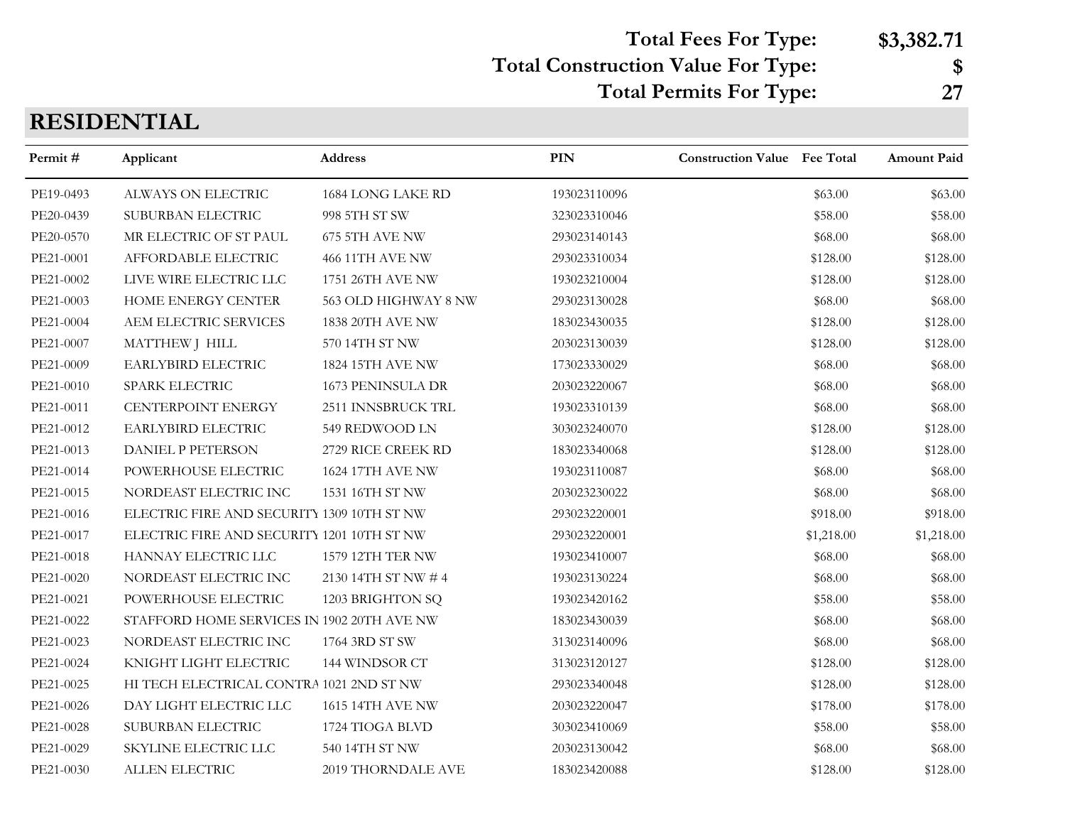**Total Fees For Type: $3,382.71**
**Total Construction Value For Type: $**
**Total Permits For Type: 27**

## RESIDENTIAL

| Permit # | Applicant | Address | PIN | Construction Value | Fee Total | Amount Paid |
|---|---|---|---|---|---|---|
| PE19-0493 | ALWAYS ON ELECTRIC | 1684 LONG LAKE RD | 193023110096 | | $63.00 | $63.00 |
| PE20-0439 | SUBURBAN ELECTRIC | 998 5TH ST SW | 323023310046 | | $58.00 | $58.00 |
| PE20-0570 | MR ELECTRIC OF ST PAUL | 675 5TH AVE NW | 293023140143 | | $68.00 | $68.00 |
| PE21-0001 | AFFORDABLE ELECTRIC | 466 11TH AVE NW | 293023310034 | | $128.00 | $128.00 |
| PE21-0002 | LIVE WIRE ELECTRIC LLC | 1751 26TH AVE NW | 193023210004 | | $128.00 | $128.00 |
| PE21-0003 | HOME ENERGY CENTER | 563 OLD HIGHWAY 8 NW | 293023130028 | | $68.00 | $68.00 |
| PE21-0004 | AEM ELECTRIC SERVICES | 1838 20TH AVE NW | 183023430035 | | $128.00 | $128.00 |
| PE21-0007 | MATTHEW J HILL | 570 14TH ST NW | 203023130039 | | $128.00 | $128.00 |
| PE21-0009 | EARLYBIRD ELECTRIC | 1824 15TH AVE NW | 173023330029 | | $68.00 | $68.00 |
| PE21-0010 | SPARK ELECTRIC | 1673 PENINSULA DR | 203023220067 | | $68.00 | $68.00 |
| PE21-0011 | CENTERPOINT ENERGY | 2511 INNSBRUCK TRL | 193023310139 | | $68.00 | $68.00 |
| PE21-0012 | EARLYBIRD ELECTRIC | 549 REDWOOD LN | 303023240070 | | $128.00 | $128.00 |
| PE21-0013 | DANIEL P PETERSON | 2729 RICE CREEK RD | 183023340068 | | $128.00 | $128.00 |
| PE21-0014 | POWERHOUSE ELECTRIC | 1624 17TH AVE NW | 193023110087 | | $68.00 | $68.00 |
| PE21-0015 | NORDEAST ELECTRIC INC | 1531 16TH ST NW | 203023230022 | | $68.00 | $68.00 |
| PE21-0016 | ELECTRIC FIRE AND SECURITY | 1309 10TH ST NW | 293023220001 | | $918.00 | $918.00 |
| PE21-0017 | ELECTRIC FIRE AND SECURITY | 1201 10TH ST NW | 293023220001 | | $1,218.00 | $1,218.00 |
| PE21-0018 | HANNAY ELECTRIC LLC | 1579 12TH TER NW | 193023410007 | | $68.00 | $68.00 |
| PE21-0020 | NORDEAST ELECTRIC INC | 2130 14TH ST NW # 4 | 193023130224 | | $68.00 | $68.00 |
| PE21-0021 | POWERHOUSE ELECTRIC | 1203 BRIGHTON SQ | 193023420162 | | $58.00 | $58.00 |
| PE21-0022 | STAFFORD HOME SERVICES IN | 1902 20TH AVE NW | 183023430039 | | $68.00 | $68.00 |
| PE21-0023 | NORDEAST ELECTRIC INC | 1764 3RD ST SW | 313023140096 | | $68.00 | $68.00 |
| PE21-0024 | KNIGHT LIGHT ELECTRIC | 144 WINDSOR CT | 313023120127 | | $128.00 | $128.00 |
| PE21-0025 | HI TECH ELECTRICAL CONTRA | 1021 2ND ST NW | 293023340048 | | $128.00 | $128.00 |
| PE21-0026 | DAY LIGHT ELECTRIC LLC | 1615 14TH AVE NW | 203023220047 | | $178.00 | $178.00 |
| PE21-0028 | SUBURBAN ELECTRIC | 1724 TIOGA BLVD | 303023410069 | | $58.00 | $58.00 |
| PE21-0029 | SKYLINE ELECTRIC LLC | 540 14TH ST NW | 203023130042 | | $68.00 | $68.00 |
| PE21-0030 | ALLEN ELECTRIC | 2019 THORNDALE AVE | 183023420088 | | $128.00 | $128.00 |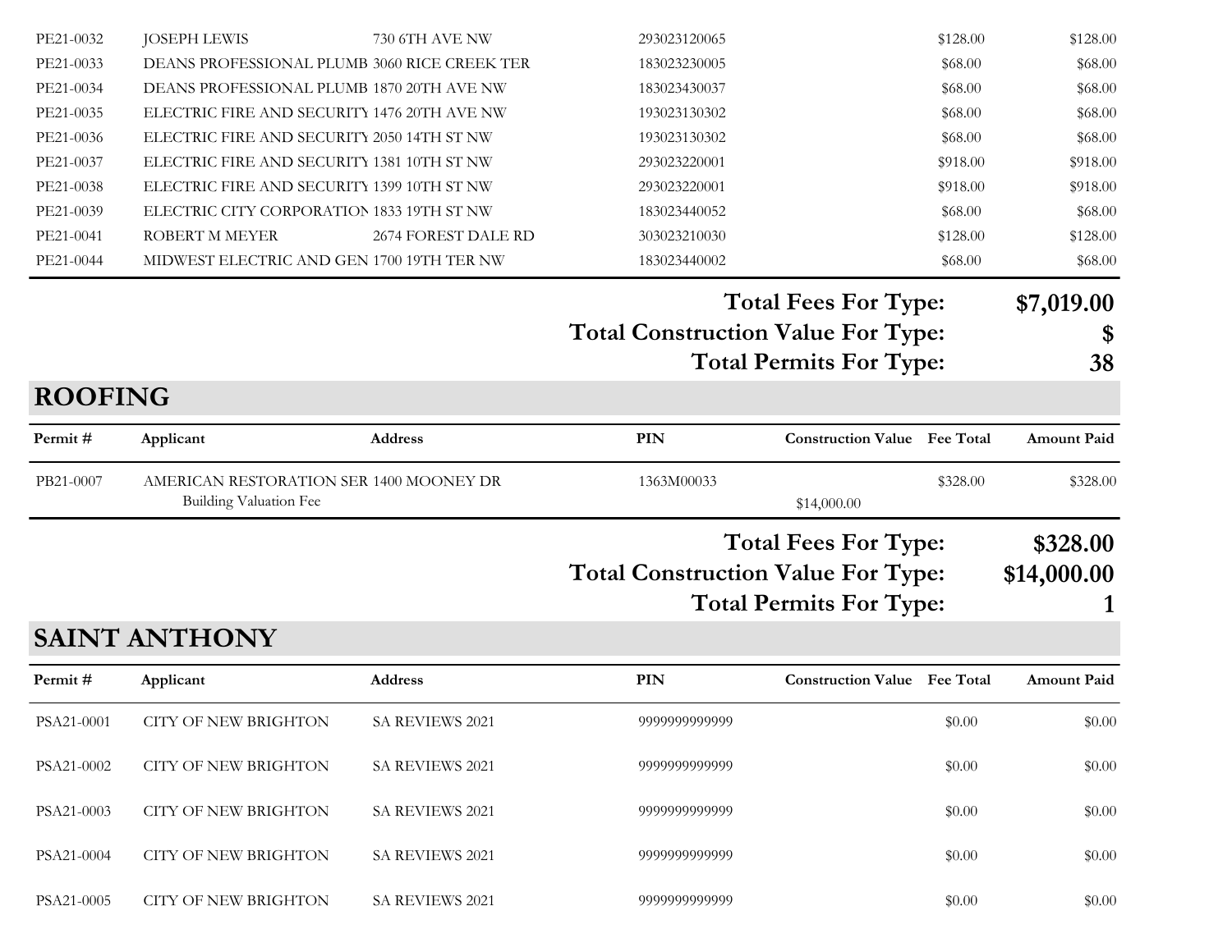| Permit # | Applicant | Address | PIN | Construction Value | Fee Total | Amount Paid |
|---|---|---|---|---|---|---|
| PE21-0032 | JOSEPH LEWIS | 730 6TH AVE NW | 293023120065 | | $128.00 | $128.00 |
| PE21-0033 | DEANS PROFESSIONAL PLUMB | 3060 RICE CREEK TER | 183023230005 | | $68.00 | $68.00 |
| PE21-0034 | DEANS PROFESSIONAL PLUMB | 1870 20TH AVE NW | 183023430037 | | $68.00 | $68.00 |
| PE21-0035 | ELECTRIC FIRE AND SECURITY | 1476 20TH AVE NW | 193023130302 | | $68.00 | $68.00 |
| PE21-0036 | ELECTRIC FIRE AND SECURITY | 2050 14TH ST NW | 193023130302 | | $68.00 | $68.00 |
| PE21-0037 | ELECTRIC FIRE AND SECURITY | 1381 10TH ST NW | 293023220001 | | $918.00 | $918.00 |
| PE21-0038 | ELECTRIC FIRE AND SECURITY | 1399 10TH ST NW | 293023220001 | | $918.00 | $918.00 |
| PE21-0039 | ELECTRIC CITY CORPORATION | 1833 19TH ST NW | 183023440052 | | $68.00 | $68.00 |
| PE21-0041 | ROBERT M MEYER | 2674 FOREST DALE RD | 303023210030 | | $128.00 | $128.00 |
| PE21-0044 | MIDWEST ELECTRIC AND GEN | 1700 19TH TER NW | 183023440002 | | $68.00 | $68.00 |

**Total Fees For Type: $7,019.00**

**Total Construction Value For Type: $**

**Total Permits For Type: 38**

## ROOFING

| Permit # | Applicant | Address | PIN | Construction Value | Fee Total | Amount Paid |
|---|---|---|---|---|---|---|
| PB21-0007 | AMERICAN RESTORATION SER | 1400 MOONEY DR | 1363M00033 | | $328.00 | $328.00 |
| | Building Valuation Fee | | | $14,000.00 | | |

**Total Fees For Type: $328.00**

**Total Construction Value For Type: $14,000.00**

**Total Permits For Type: 1**

## SAINT ANTHONY

| Permit # | Applicant | Address | PIN | Construction Value | Fee Total | Amount Paid |
|---|---|---|---|---|---|---|
| PSA21-0001 | CITY OF NEW BRIGHTON | SA REVIEWS 2021 | 9999999999999 | | $0.00 | $0.00 |
| PSA21-0002 | CITY OF NEW BRIGHTON | SA REVIEWS 2021 | 9999999999999 | | $0.00 | $0.00 |
| PSA21-0003 | CITY OF NEW BRIGHTON | SA REVIEWS 2021 | 9999999999999 | | $0.00 | $0.00 |
| PSA21-0004 | CITY OF NEW BRIGHTON | SA REVIEWS 2021 | 9999999999999 | | $0.00 | $0.00 |
| PSA21-0005 | CITY OF NEW BRIGHTON | SA REVIEWS 2021 | 9999999999999 | | $0.00 | $0.00 |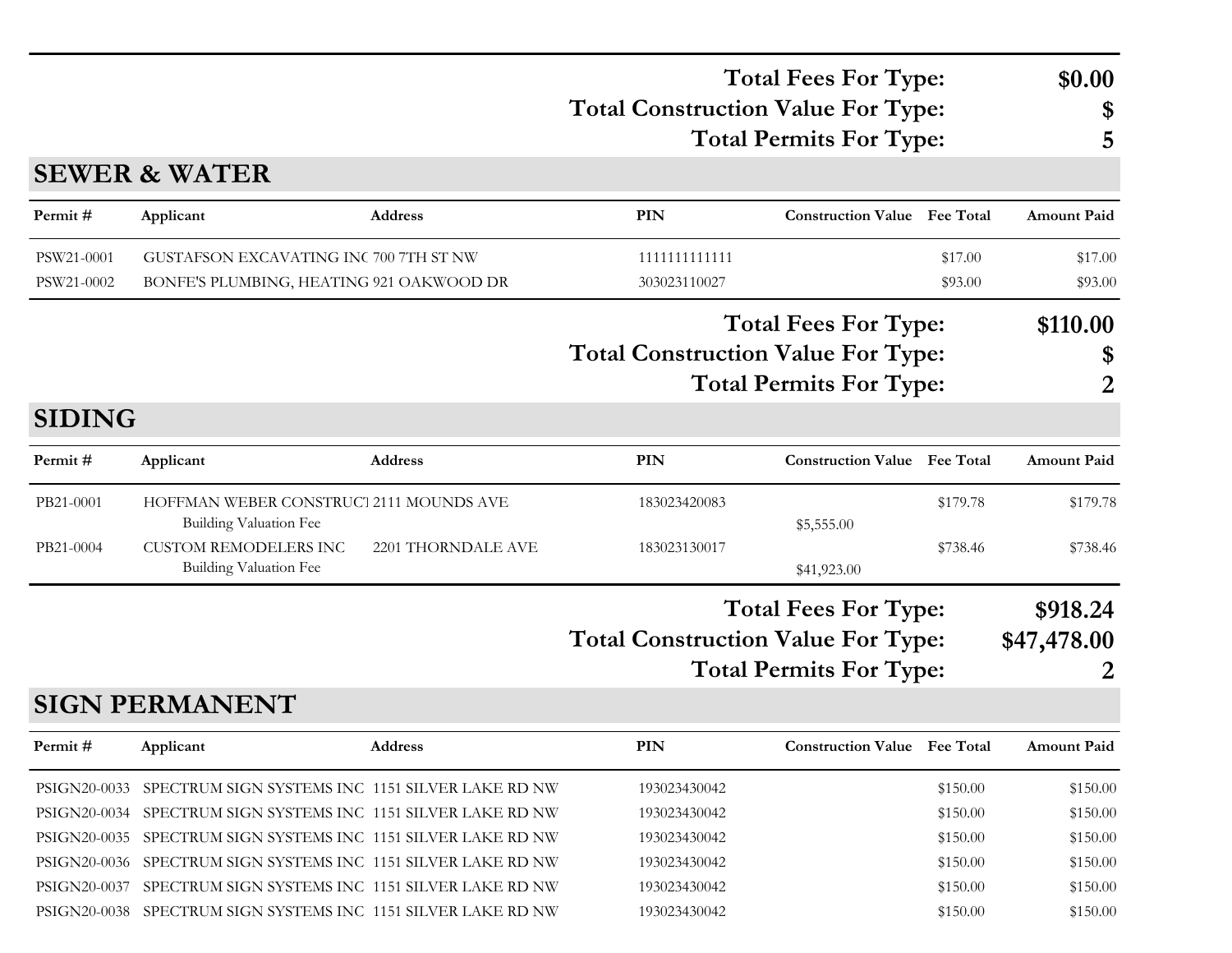**Total Fees For Type:** **$0.00**
**Total Construction Value For Type:** **$**
**Total Permits For Type:** **5**

## SEWER & WATER

| Permit # | Applicant | Address | PIN | Construction Value | Fee Total | Amount Paid |
|---|---|---|---|---|---|---|
| PSW21-0001 | GUSTAFSON EXCAVATING INC | 700 7TH ST NW | 1111111111111 | | $17.00 | $17.00 |
| PSW21-0002 | BONFE'S PLUMBING, HEATING | 921 OAKWOOD DR | 303023110027 | | $93.00 | $93.00 |

**Total Fees For Type:** **$110.00**
**Total Construction Value For Type:** **$**
**Total Permits For Type:** **2**

## SIDING

| Permit # | Applicant | Address | PIN | Construction Value | Fee Total | Amount Paid |
|---|---|---|---|---|---|---|
| PB21-0001 | HOFFMAN WEBER CONSTRUCT | 2111 MOUNDS AVE | 183023420083 | | $179.78 | $179.78 |
| | Building Valuation Fee | | | $5,555.00 | | |
| PB21-0004 | CUSTOM REMODELERS INC | 2201 THORNDALE AVE | 183023130017 | | $738.46 | $738.46 |
| | Building Valuation Fee | | | $41,923.00 | | |

**Total Fees For Type:** **$918.24**
**Total Construction Value For Type:** **$47,478.00**
**Total Permits For Type:** **2**

## SIGN PERMANENT

| Permit # | Applicant | Address | PIN | Construction Value | Fee Total | Amount Paid |
|---|---|---|---|---|---|---|
| PSIGN20-0033 | SPECTRUM SIGN SYSTEMS INC | 1151 SILVER LAKE RD NW | 193023430042 | | $150.00 | $150.00 |
| PSIGN20-0034 | SPECTRUM SIGN SYSTEMS INC | 1151 SILVER LAKE RD NW | 193023430042 | | $150.00 | $150.00 |
| PSIGN20-0035 | SPECTRUM SIGN SYSTEMS INC | 1151 SILVER LAKE RD NW | 193023430042 | | $150.00 | $150.00 |
| PSIGN20-0036 | SPECTRUM SIGN SYSTEMS INC | 1151 SILVER LAKE RD NW | 193023430042 | | $150.00 | $150.00 |
| PSIGN20-0037 | SPECTRUM SIGN SYSTEMS INC | 1151 SILVER LAKE RD NW | 193023430042 | | $150.00 | $150.00 |
| PSIGN20-0038 | SPECTRUM SIGN SYSTEMS INC | 1151 SILVER LAKE RD NW | 193023430042 | | $150.00 | $150.00 |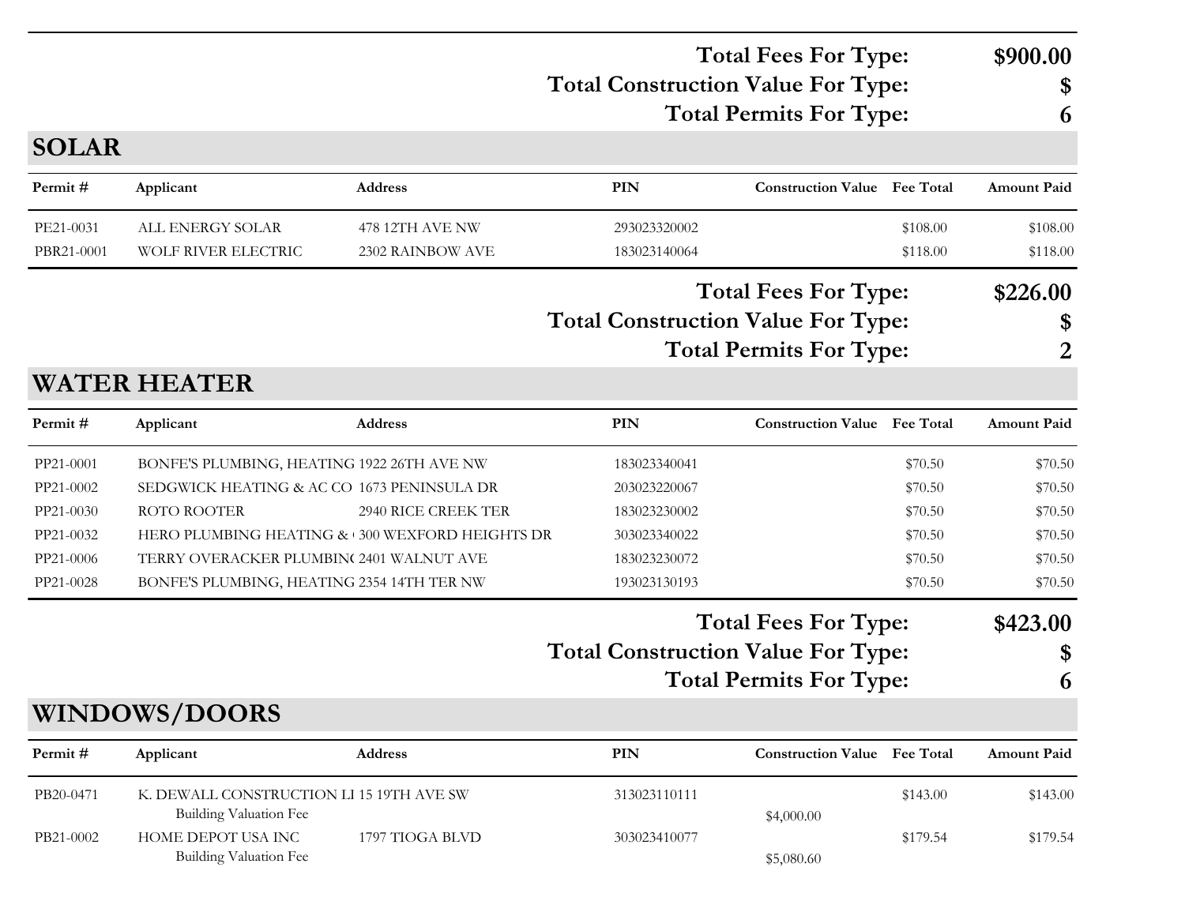**Total Fees For Type: $900.00**
**Total Construction Value For Type: $**
**Total Permits For Type: 6**

## SOLAR

| Permit # | Applicant | Address | PIN | Construction Value | Fee Total | Amount Paid |
|---|---|---|---|---|---|---|
| PE21-0031 | ALL ENERGY SOLAR | 478 12TH AVE NW | 293023320002 | | $108.00 | $108.00 |
| PBR21-0001 | WOLF RIVER ELECTRIC | 2302 RAINBOW AVE | 183023140064 | | $118.00 | $118.00 |

**Total Fees For Type: $226.00**
**Total Construction Value For Type: $**
**Total Permits For Type: 2**

## WATER HEATER

| Permit # | Applicant | Address | PIN | Construction Value | Fee Total | Amount Paid |
|---|---|---|---|---|---|---|
| PP21-0001 | BONFE'S PLUMBING, HEATING | 1922 26TH AVE NW | 183023340041 | | $70.50 | $70.50 |
| PP21-0002 | SEDGWICK HEATING & AC CO | 1673 PENINSULA DR | 203023220067 | | $70.50 | $70.50 |
| PP21-0030 | ROTO ROOTER | 2940 RICE CREEK TER | 183023230002 | | $70.50 | $70.50 |
| PP21-0032 | HERO PLUMBING HEATING & | 300 WEXFORD HEIGHTS DR | 303023340022 | | $70.50 | $70.50 |
| PP21-0006 | TERRY OVERACKER PLUMBIN | 2401 WALNUT AVE | 183023230072 | | $70.50 | $70.50 |
| PP21-0028 | BONFE'S PLUMBING, HEATING | 2354 14TH TER NW | 193023130193 | | $70.50 | $70.50 |

**Total Fees For Type: $423.00**
**Total Construction Value For Type: $**
**Total Permits For Type: 6**

## WINDOWS/DOORS

| Permit # | Applicant | Address | PIN | Construction Value | Fee Total | Amount Paid |
|---|---|---|---|---|---|---|
| PB20-0471 | K. DEWALL CONSTRUCTION LI | 15 19TH AVE SW | 313023110111 | | $143.00 | $143.00 |
| | Building Valuation Fee | | | $4,000.00 | | |
| PB21-0002 | HOME DEPOT USA INC | 1797 TIOGA BLVD | 303023410077 | | $179.54 | $179.54 |
| | Building Valuation Fee | | | $5,080.60 | | |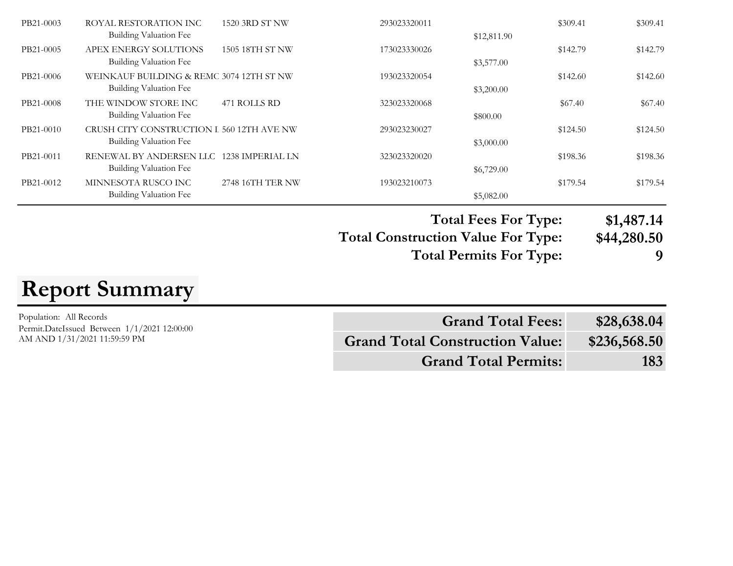| | | | | | | |
|---|---|---|---|---|---|---|
| PB21-0003 | ROYAL RESTORATION INC | 1520 3RD ST NW | 293023320011 | | $309.41 | $309.41 |
| | Building Valuation Fee | | | $12,811.90 | | |
| PB21-0005 | APEX ENERGY SOLUTIONS | 1505 18TH ST NW | 173023330026 | | $142.79 | $142.79 |
| | Building Valuation Fee | | | $3,577.00 | | |
| PB21-0006 | WEINKAUF BUILDING & REMC | 3074 12TH ST NW | 193023320054 | | $142.60 | $142.60 |
| | Building Valuation Fee | | | $3,200.00 | | |
| PB21-0008 | THE WINDOW STORE INC | 471 ROLLS RD | 323023320068 | | $67.40 | $67.40 |
| | Building Valuation Fee | | | $800.00 | | |
| PB21-0010 | CRUSH CITY CONSTRUCTION L | 560 12TH AVE NW | 293023230027 | | $124.50 | $124.50 |
| | Building Valuation Fee | | | $3,000.00 | | |
| PB21-0011 | RENEWAL BY ANDERSEN LLC | 1238 IMPERIAL LN | 323023320020 | | $198.36 | $198.36 |
| | Building Valuation Fee | | | $6,729.00 | | |
| PB21-0012 | MINNESOTA RUSCO INC | 2748 16TH TER NW | 193023210073 | | $179.54 | $179.54 |
| | Building Valuation Fee | | | $5,082.00 | | |

**Total Fees For Type: $1,487.14**

**Total Construction Value For Type: $44,280.50**

**Total Permits For Type: 9**

# Report Summary

Population: All Records
Permit.DateIssued Between 1/1/2021 12:00:00 AM AND 1/31/2021 11:59:59 PM

| | |
|---|---|
| **Grand Total Fees:** | **$28,638.04** |
| **Grand Total Construction Value:** | **$236,568.50** |
| **Grand Total Permits:** | **183** |